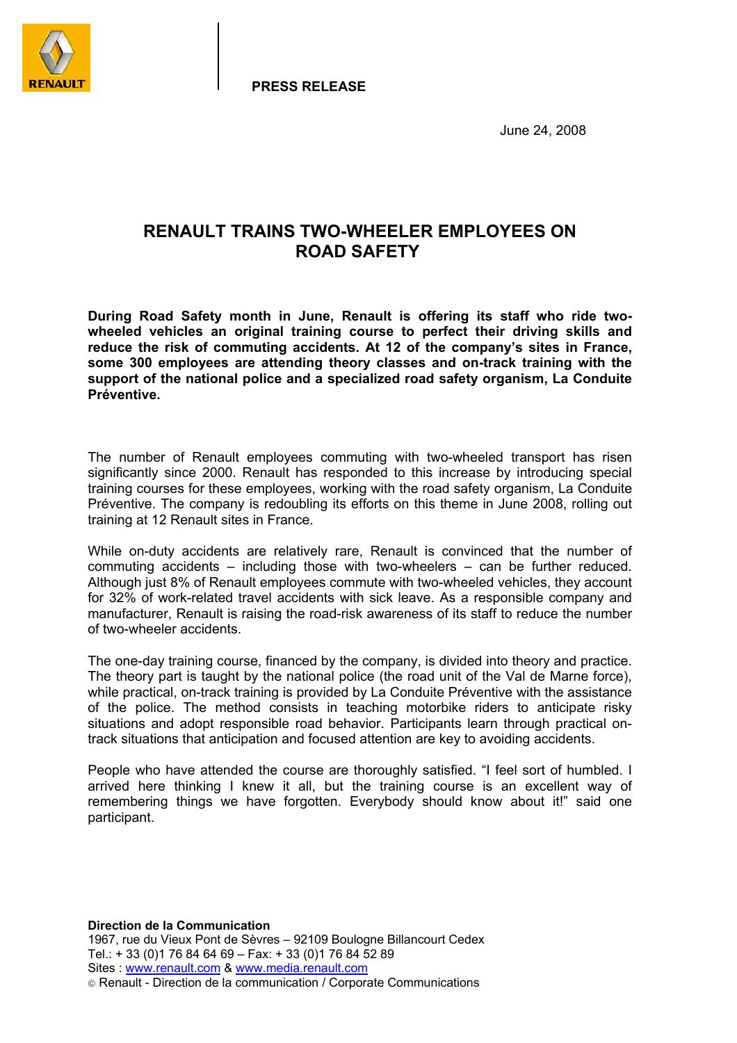PRESS RELEASE

June 24, 2008

# RENAULT TRAINS TWO-WHEELER EMPLOYEES ON ROAD SAFETY

**During Road Safety month in June, Renault is offering its staff who ride two-wheeled vehicles an original training course to perfect their driving skills and reduce the risk of commuting accidents. At 12 of the company's sites in France, some 300 employees are attending theory classes and on-track training with the support of the national police and a specialized road safety organism, La Conduite Préventive.**

The number of Renault employees commuting with two-wheeled transport has risen significantly since 2000. Renault has responded to this increase by introducing special training courses for these employees, working with the road safety organism, La Conduite Préventive. The company is redoubling its efforts on this theme in June 2008, rolling out training at 12 Renault sites in France.

While on-duty accidents are relatively rare, Renault is convinced that the number of commuting accidents – including those with two-wheelers – can be further reduced. Although just 8% of Renault employees commute with two-wheeled vehicles, they account for 32% of work-related travel accidents with sick leave. As a responsible company and manufacturer, Renault is raising the road-risk awareness of its staff to reduce the number of two-wheeler accidents.

The one-day training course, financed by the company, is divided into theory and practice. The theory part is taught by the national police (the road unit of the Val de Marne force), while practical, on-track training is provided by La Conduite Préventive with the assistance of the police. The method consists in teaching motorbike riders to anticipate risky situations and adopt responsible road behavior. Participants learn through practical on-track situations that anticipation and focused attention are key to avoiding accidents.

People who have attended the course are thoroughly satisfied. "I feel sort of humbled. I arrived here thinking I knew it all, but the training course is an excellent way of remembering things we have forgotten. Everybody should know about it!" said one participant.

**Direction de la Communication**
1967, rue du Vieux Pont de Sèvres – 92109 Boulogne Billancourt Cedex
Tel.: + 33 (0)1 76 84 64 69 – Fax: + 33 (0)1 76 84 52 89
Sites : www.renault.com & www.media.renault.com
© Renault - Direction de la communication / Corporate Communications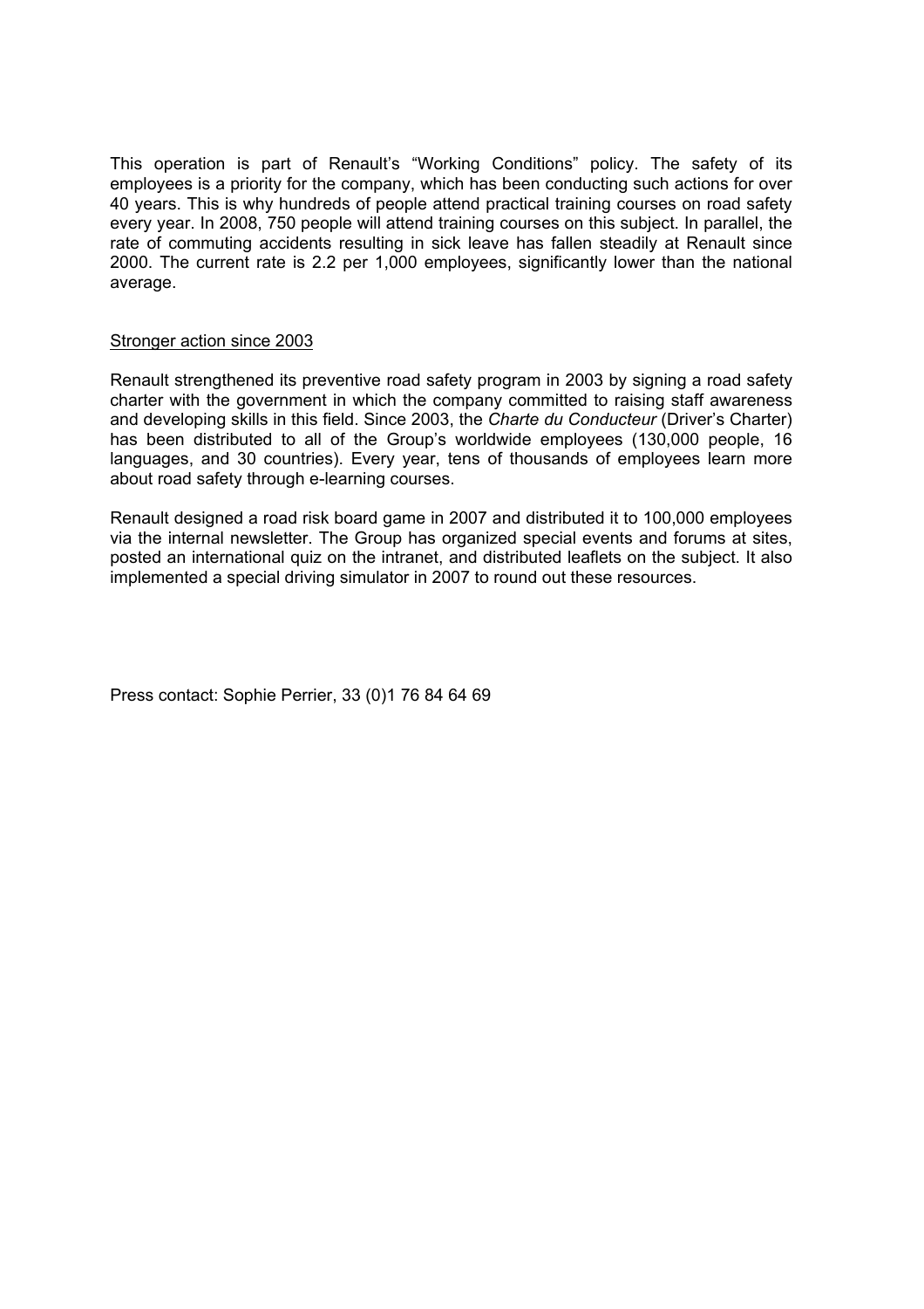This operation is part of Renault's "Working Conditions" policy. The safety of its employees is a priority for the company, which has been conducting such actions for over 40 years. This is why hundreds of people attend practical training courses on road safety every year. In 2008, 750 people will attend training courses on this subject. In parallel, the rate of commuting accidents resulting in sick leave has fallen steadily at Renault since 2000. The current rate is 2.2 per 1,000 employees, significantly lower than the national average.

## Stronger action since 2003

Renault strengthened its preventive road safety program in 2003 by signing a road safety charter with the government in which the company committed to raising staff awareness and developing skills in this field. Since 2003, the *Charte du Conducteur* (Driver's Charter) has been distributed to all of the Group's worldwide employees (130,000 people, 16 languages, and 30 countries). Every year, tens of thousands of employees learn more about road safety through e-learning courses.

Renault designed a road risk board game in 2007 and distributed it to 100,000 employees via the internal newsletter. The Group has organized special events and forums at sites, posted an international quiz on the intranet, and distributed leaflets on the subject. It also implemented a special driving simulator in 2007 to round out these resources.

Press contact: Sophie Perrier, 33 (0)1 76 84 64 69